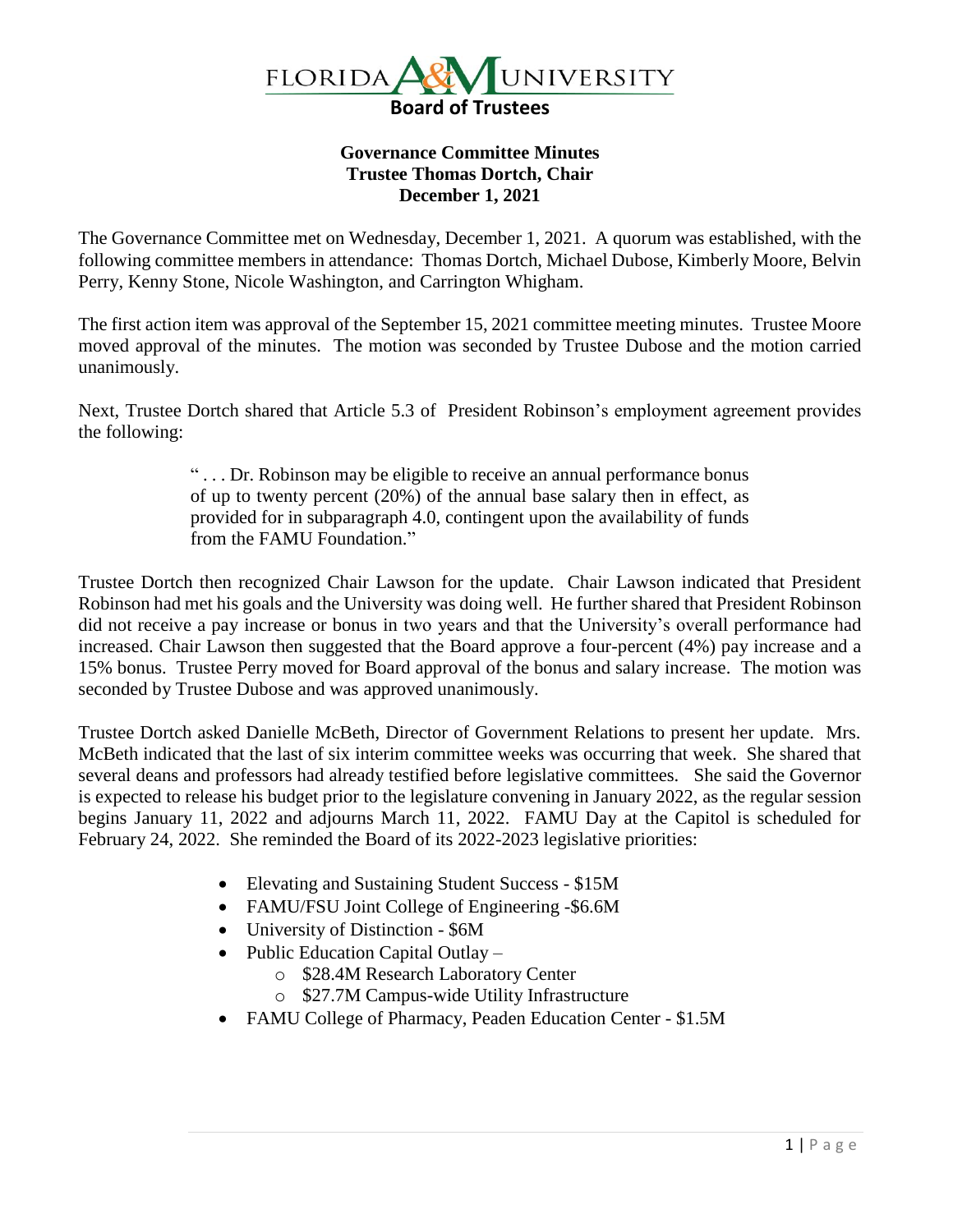**FLORIDA A&M UNIVERSITY**
**Board of Trustees**

# Governance Committee Minutes
**Trustee Thomas Dortch, Chair**
**December 1, 2021**

The Governance Committee met on Wednesday, December 1, 2021. A quorum was established, with the following committee members in attendance: Thomas Dortch, Michael Dubose, Kimberly Moore, Belvin Perry, Kenny Stone, Nicole Washington, and Carrington Whigham.

The first action item was approval of the September 15, 2021 committee meeting minutes. Trustee Moore moved approval of the minutes. The motion was seconded by Trustee Dubose and the motion carried unanimously.

Next, Trustee Dortch shared that Article 5.3 of President Robinson's employment agreement provides the following:

> " . . . Dr. Robinson may be eligible to receive an annual performance bonus of up to twenty percent (20%) of the annual base salary then in effect, as provided for in subparagraph 4.0, contingent upon the availability of funds from the FAMU Foundation."

Trustee Dortch then recognized Chair Lawson for the update. Chair Lawson indicated that President Robinson had met his goals and the University was doing well. He further shared that President Robinson did not receive a pay increase or bonus in two years and that the University's overall performance had increased. Chair Lawson then suggested that the Board approve a four-percent (4%) pay increase and a 15% bonus. Trustee Perry moved for Board approval of the bonus and salary increase. The motion was seconded by Trustee Dubose and was approved unanimously.

Trustee Dortch asked Danielle McBeth, Director of Government Relations to present her update. Mrs. McBeth indicated that the last of six interim committee weeks was occurring that week. She shared that several deans and professors had already testified before legislative committees. She said the Governor is expected to release his budget prior to the legislature convening in January 2022, as the regular session begins January 11, 2022 and adjourns March 11, 2022. FAMU Day at the Capitol is scheduled for February 24, 2022. She reminded the Board of its 2022-2023 legislative priorities:

- Elevating and Sustaining Student Success - $15M
- FAMU/FSU Joint College of Engineering -$6.6M
- University of Distinction - $6M
- Public Education Capital Outlay –
  - $28.4M Research Laboratory Center
  - $27.7M Campus-wide Utility Infrastructure
- FAMU College of Pharmacy, Peaden Education Center - $1.5M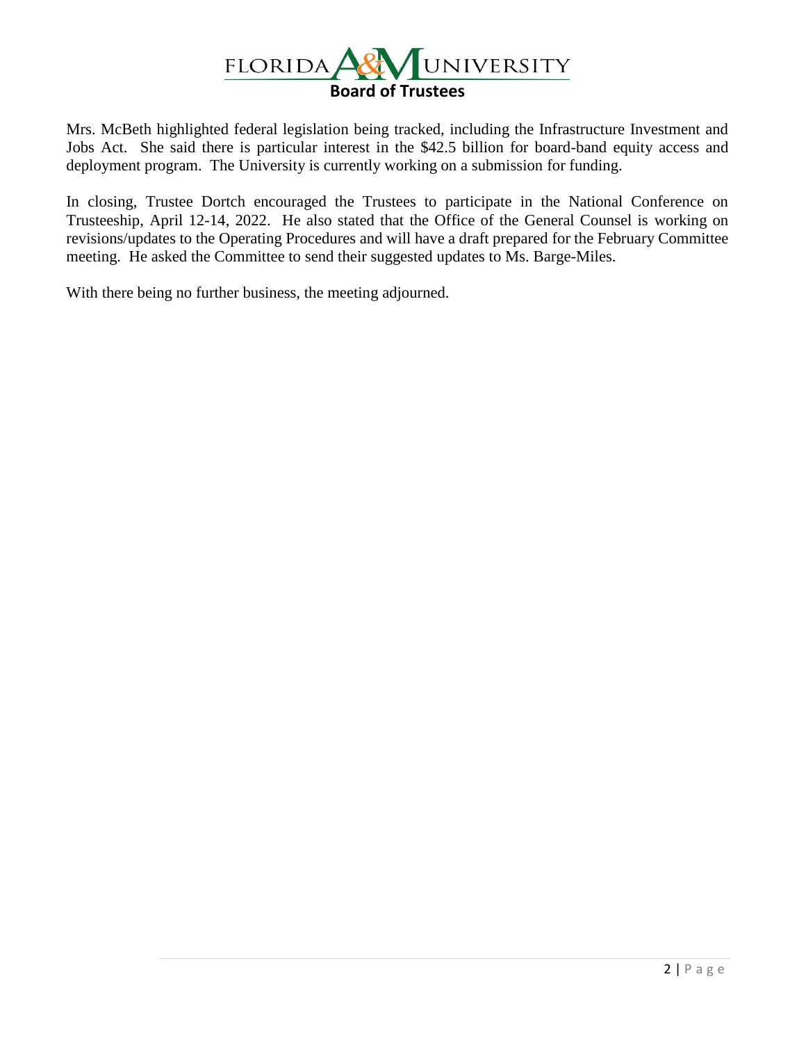Mrs. McBeth highlighted federal legislation being tracked, including the Infrastructure Investment and Jobs Act. She said there is particular interest in the $42.5 billion for board-band equity access and deployment program. The University is currently working on a submission for funding.

In closing, Trustee Dortch encouraged the Trustees to participate in the National Conference on Trusteeship, April 12-14, 2022. He also stated that the Office of the General Counsel is working on revisions/updates to the Operating Procedures and will have a draft prepared for the February Committee meeting. He asked the Committee to send their suggested updates to Ms. Barge-Miles.

With there being no further business, the meeting adjourned.